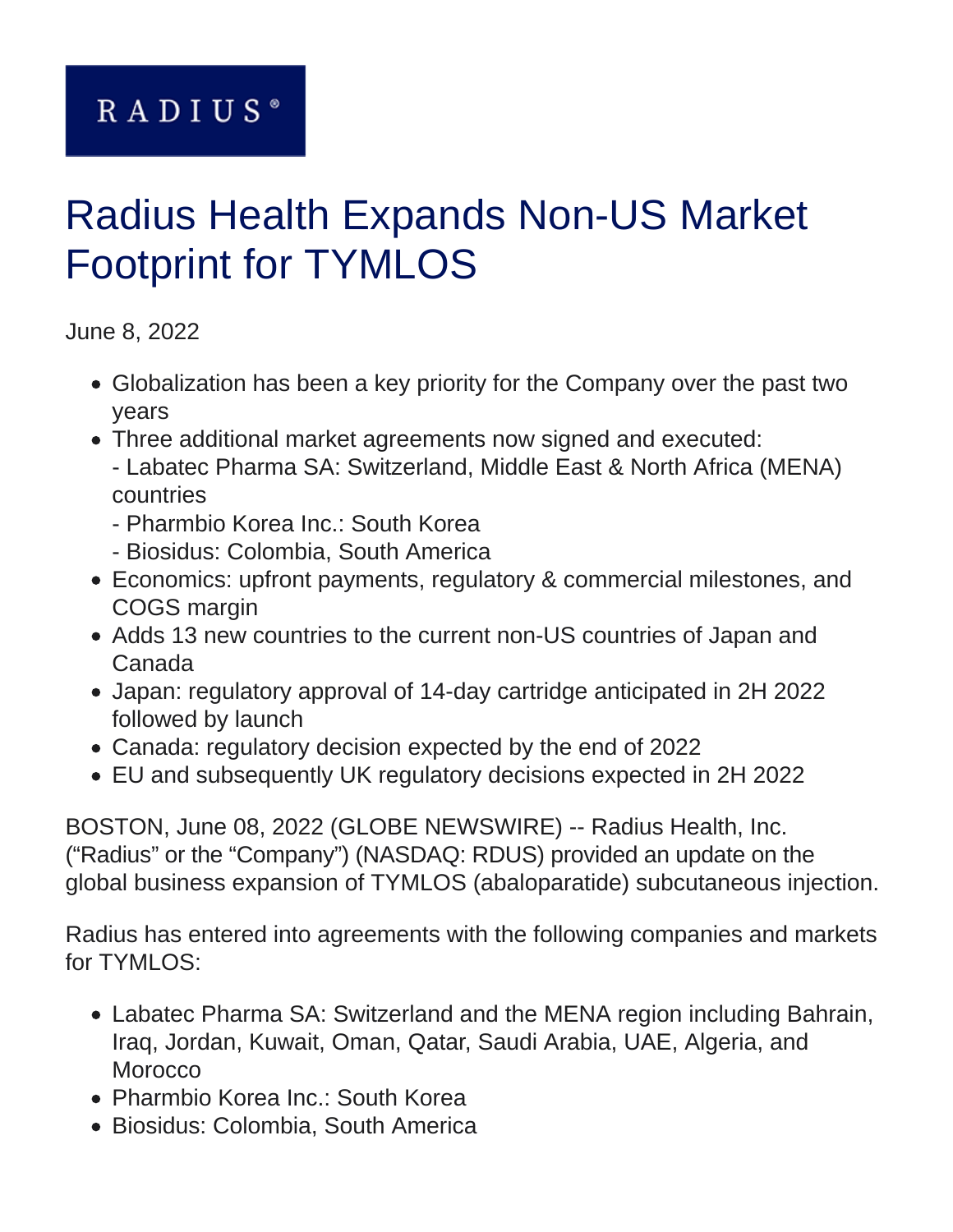RADIUS®

# Radius Health Expands Non-US Market Footprint for TYMLOS

June 8, 2022

- Globalization has been a key priority for the Company over the past two years
- Three additional market agreements now signed and executed:
  - Labatec Pharma SA: Switzerland, Middle East & North Africa (MENA) countries
  - Pharmbio Korea Inc.: South Korea
  - Biosidus: Colombia, South America
- Economics: upfront payments, regulatory & commercial milestones, and COGS margin
- Adds 13 new countries to the current non-US countries of Japan and Canada
- Japan: regulatory approval of 14-day cartridge anticipated in 2H 2022 followed by launch
- Canada: regulatory decision expected by the end of 2022
- EU and subsequently UK regulatory decisions expected in 2H 2022

BOSTON, June 08, 2022 (GLOBE NEWSWIRE) -- Radius Health, Inc. ("Radius" or the "Company") (NASDAQ: RDUS) provided an update on the global business expansion of TYMLOS (abaloparatide) subcutaneous injection.

Radius has entered into agreements with the following companies and markets for TYMLOS:

- Labatec Pharma SA: Switzerland and the MENA region including Bahrain, Iraq, Jordan, Kuwait, Oman, Qatar, Saudi Arabia, UAE, Algeria, and Morocco
- Pharmbio Korea Inc.: South Korea
- Biosidus: Colombia, South America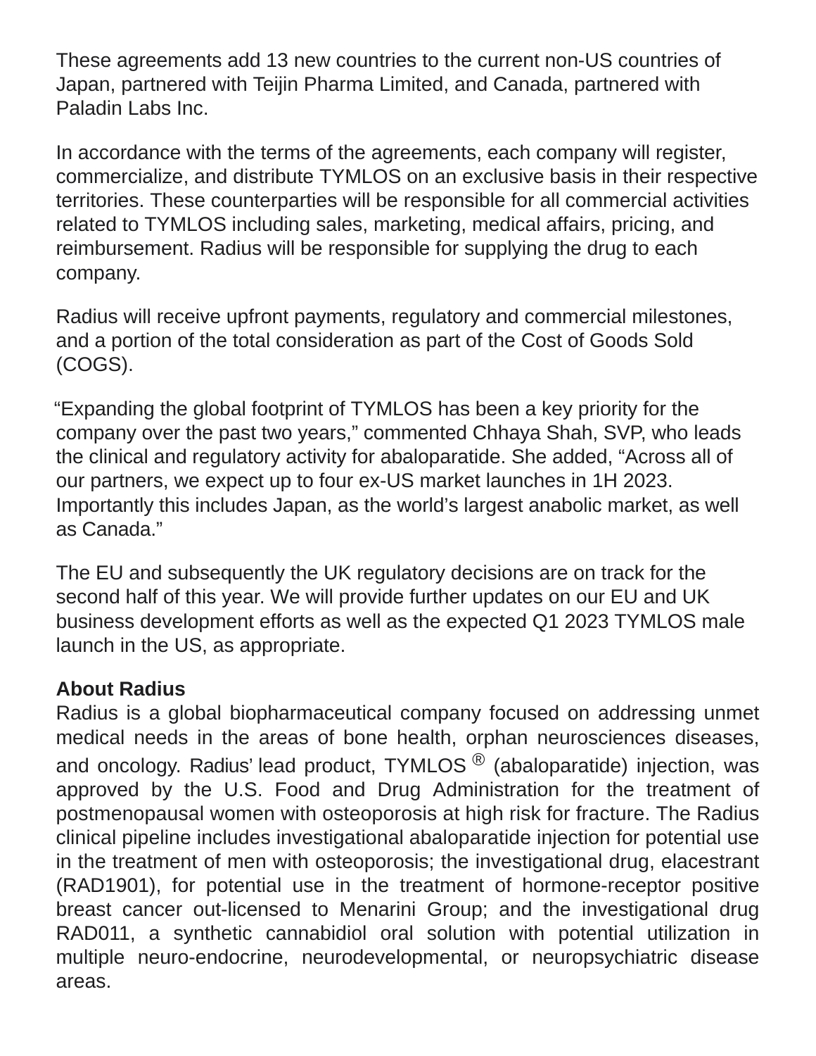These agreements add 13 new countries to the current non-US countries of Japan, partnered with Teijin Pharma Limited, and Canada, partnered with Paladin Labs Inc.

In accordance with the terms of the agreements, each company will register, commercialize, and distribute TYMLOS on an exclusive basis in their respective territories. These counterparties will be responsible for all commercial activities related to TYMLOS including sales, marketing, medical affairs, pricing, and reimbursement. Radius will be responsible for supplying the drug to each company.

Radius will receive upfront payments, regulatory and commercial milestones, and a portion of the total consideration as part of the Cost of Goods Sold (COGS).

“Expanding the global footprint of TYMLOS has been a key priority for the company over the past two years,” commented Chhaya Shah, SVP, who leads the clinical and regulatory activity for abaloparatide. She added, “Across all of our partners, we expect up to four ex-US market launches in 1H 2023. Importantly this includes Japan, as the world’s largest anabolic market, as well as Canada.”

The EU and subsequently the UK regulatory decisions are on track for the second half of this year. We will provide further updates on our EU and UK business development efforts as well as the expected Q1 2023 TYMLOS male launch in the US, as appropriate.

**About Radius**

Radius is a global biopharmaceutical company focused on addressing unmet medical needs in the areas of bone health, orphan neurosciences diseases, and oncology. Radius’ lead product, TYMLOS ® (abaloparatide) injection, was approved by the U.S. Food and Drug Administration for the treatment of postmenopausal women with osteoporosis at high risk for fracture. The Radius clinical pipeline includes investigational abaloparatide injection for potential use in the treatment of men with osteoporosis; the investigational drug, elacestrant (RAD1901), for potential use in the treatment of hormone-receptor positive breast cancer out-licensed to Menarini Group; and the investigational drug RAD011, a synthetic cannabidiol oral solution with potential utilization in multiple neuro-endocrine, neurodevelopmental, or neuropsychiatric disease areas.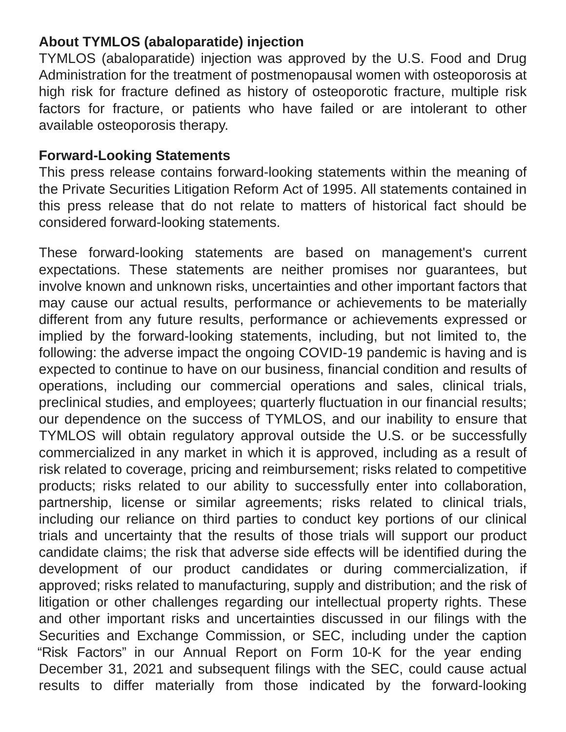**About TYMLOS (abaloparatide) injection**

TYMLOS (abaloparatide) injection was approved by the U.S. Food and Drug Administration for the treatment of postmenopausal women with osteoporosis at high risk for fracture defined as history of osteoporotic fracture, multiple risk factors for fracture, or patients who have failed or are intolerant to other available osteoporosis therapy.

**Forward-Looking Statements**

This press release contains forward-looking statements within the meaning of the Private Securities Litigation Reform Act of 1995. All statements contained in this press release that do not relate to matters of historical fact should be considered forward-looking statements.

These forward-looking statements are based on management's current expectations. These statements are neither promises nor guarantees, but involve known and unknown risks, uncertainties and other important factors that may cause our actual results, performance or achievements to be materially different from any future results, performance or achievements expressed or implied by the forward-looking statements, including, but not limited to, the following: the adverse impact the ongoing COVID-19 pandemic is having and is expected to continue to have on our business, financial condition and results of operations, including our commercial operations and sales, clinical trials, preclinical studies, and employees; quarterly fluctuation in our financial results; our dependence on the success of TYMLOS, and our inability to ensure that TYMLOS will obtain regulatory approval outside the U.S. or be successfully commercialized in any market in which it is approved, including as a result of risk related to coverage, pricing and reimbursement; risks related to competitive products; risks related to our ability to successfully enter into collaboration, partnership, license or similar agreements; risks related to clinical trials, including our reliance on third parties to conduct key portions of our clinical trials and uncertainty that the results of those trials will support our product candidate claims; the risk that adverse side effects will be identified during the development of our product candidates or during commercialization, if approved; risks related to manufacturing, supply and distribution; and the risk of litigation or other challenges regarding our intellectual property rights. These and other important risks and uncertainties discussed in our filings with the Securities and Exchange Commission, or SEC, including under the caption "Risk Factors" in our Annual Report on Form 10-K for the year ending December 31, 2021 and subsequent filings with the SEC, could cause actual results to differ materially from those indicated by the forward-looking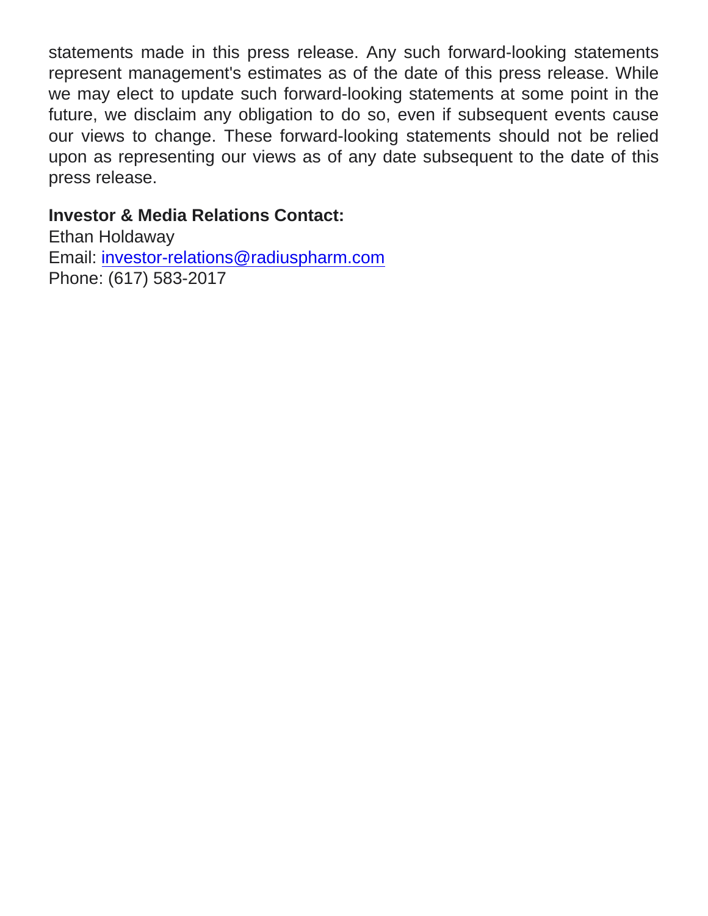statements made in this press release. Any such forward-looking statements represent management's estimates as of the date of this press release. While we may elect to update such forward-looking statements at some point in the future, we disclaim any obligation to do so, even if subsequent events cause our views to change. These forward-looking statements should not be relied upon as representing our views as of any date subsequent to the date of this press release.

**Investor & Media Relations Contact:**
Ethan Holdaway
Email: investor-relations@radiuspharm.com
Phone: (617) 583-2017